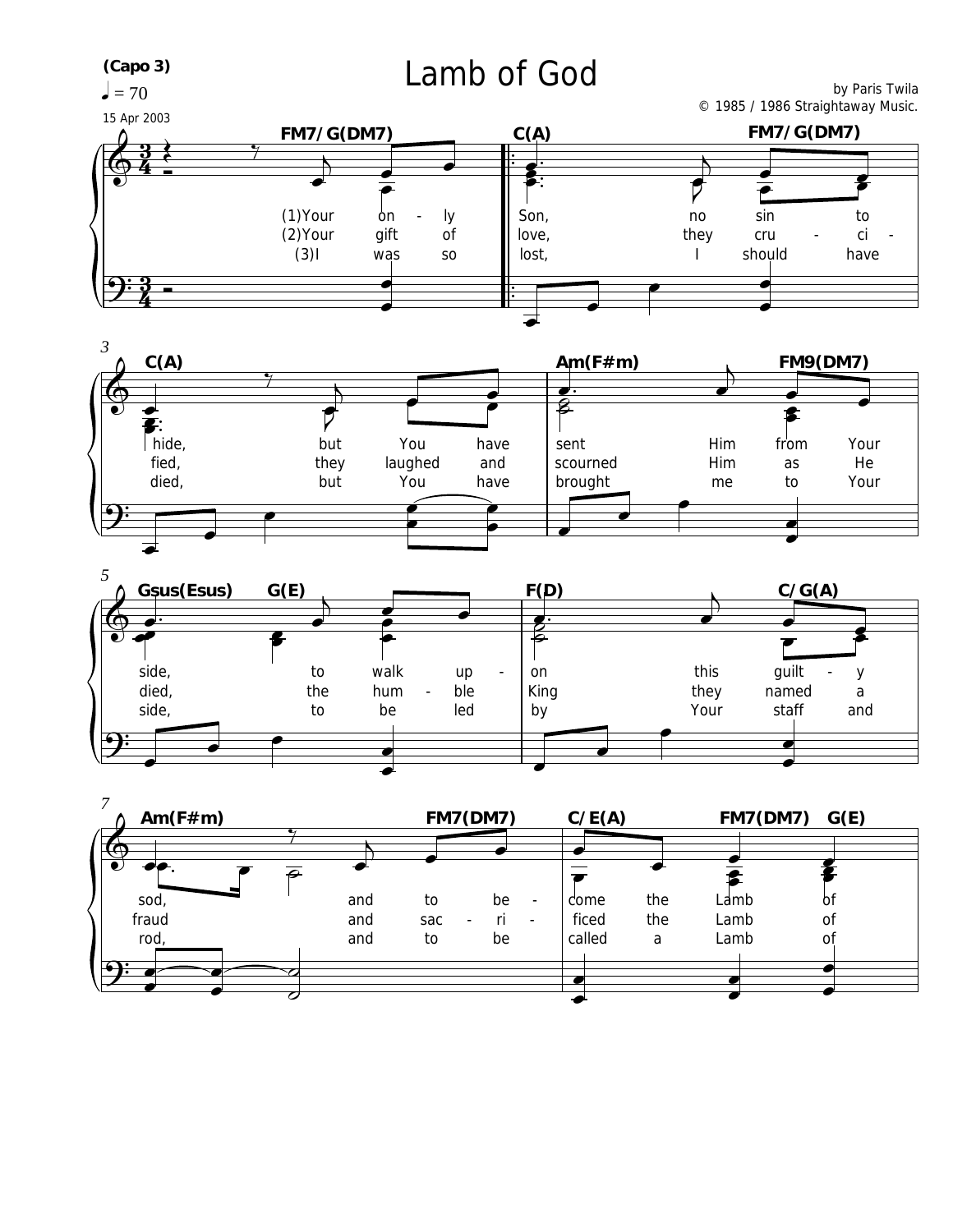# Lamb of God

(Capo 3)

♩ = 70

15 Apr 2003

by Paris Twila

© 1985 / 1986 Straightaway Music.

FM7/G(DM7) | C(A) FM7/G(DM7) | C(A) | Am(F#m) FM9(DM7) | Gsus(Esus) G(E) | F(D) C/G(A) | Am(F#m) FM7(DM7) | C/E(A) FM7(DM7) G(E)

(1)Your only Son, no sin to hide, but You have sent Him from Your side, to walk upon this guilty sod, and to become the Lamb of

(2)Your gift of love, they crucified, they laughed and scourned Him as He died, the humble King they named a fraud and sacrificed the Lamb of

(3)I was so lost, I should have died, but You have brought me to Your side, to be led by Your staff and rod, and to be called a Lamb of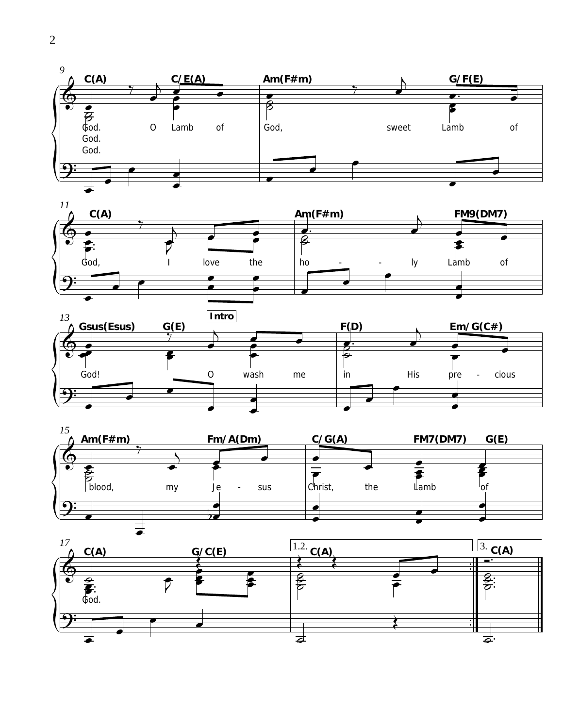9

C(A) C/E(A) Am(F#m) G/F(E)

God. O Lamb of God, sweet Lamb of

God.

God.

11

C(A) Am(F#m) FM9(DM7)

God, I love the ho - - ly Lamb of

13

Intro

Gsus(Esus) G(E) F(D) Em/G(C#)

God! O wash me in His pre - cious

15

Am(F#m) Fm/A(Dm) C/G(A) FM7(DM7) G(E)

blood, my Je - sus Christ, the Lamb of

17

C(A) G/C(E) 1.2. C(A) 3. C(A)

God.